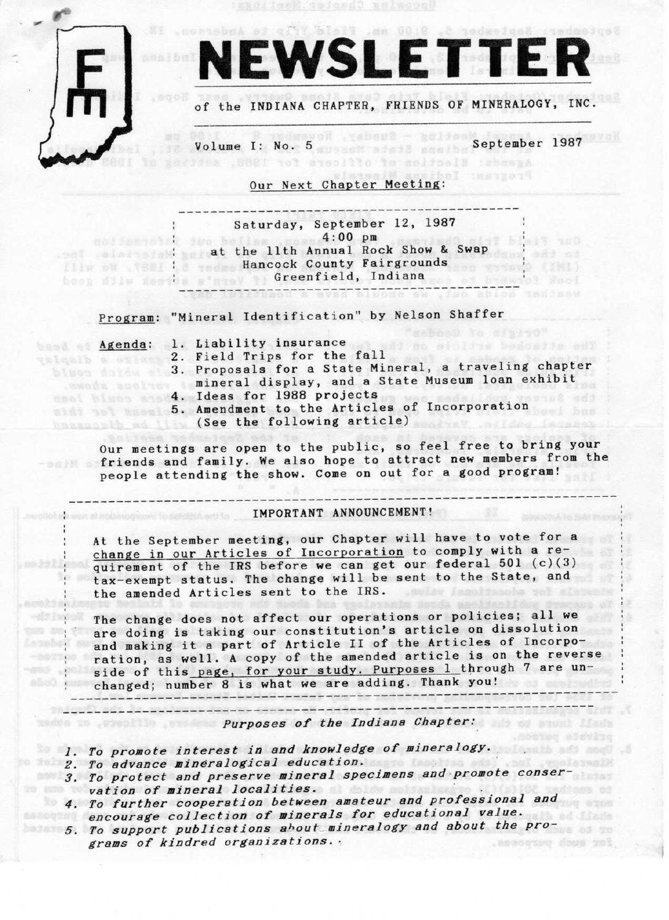# NEWSLETTER

of the INDIANA CHAPTER, FRIENDS OF MINERALOGY, INC.

Volume I: No. 5 September 1987

## Our Next Chapter Meeting:

Saturday, September 12, 1987
4:00 pm
at the 11th Annual Rock Show & Swap
Hancock County Fairgrounds
Greenfield, Indiana

Program: "Mineral Identification" by Nelson Shaffer

Agenda:
1. Liability insurance
2. Field Trips for the fall
3. Proposals for a State Mineral, a traveling chapter mineral display, and a State Museum loan exhibit
4. Ideas for 1988 projects
5. Amendment to the Articles of Incorporation (See the following article)

Our meetings are open to the public, so feel free to bring your friends and family. We also hope to attract new members from the people attending the show. Come on out for a good program!

## IMPORTANT ANNOUNCEMENT!

At the September meeting, our Chapter will have to vote for a change in our Articles of Incorporation to comply with a requirement of the IRS before we can get our federal 501 (c)(3) tax-exempt status. The change will be sent to the State, and the amended Articles sent to the IRS.

The change does not affect our operations or policies; all we are doing is taking our constitution's article on dissolution and making it a part of Article II of the Articles of Incorporation, as well. A copy of the amended article is on the reverse side of this page, for your study. Purposes 1 through 7 are unchanged; number 8 is what we are adding. Thank you!

### *Purposes of the Indiana Chapter:*

1. *To promote interest in and knowledge of mineralogy.*
2. *To advance mineralogical education.*
3. *To protect and preserve mineral specimens and promote conservation of mineral localities.*
4. *To further cooperation between amateur and professional and encourage collection of minerals for educational value.*
5. *To support publications about mineralogy and about the programs of kindred organizations.*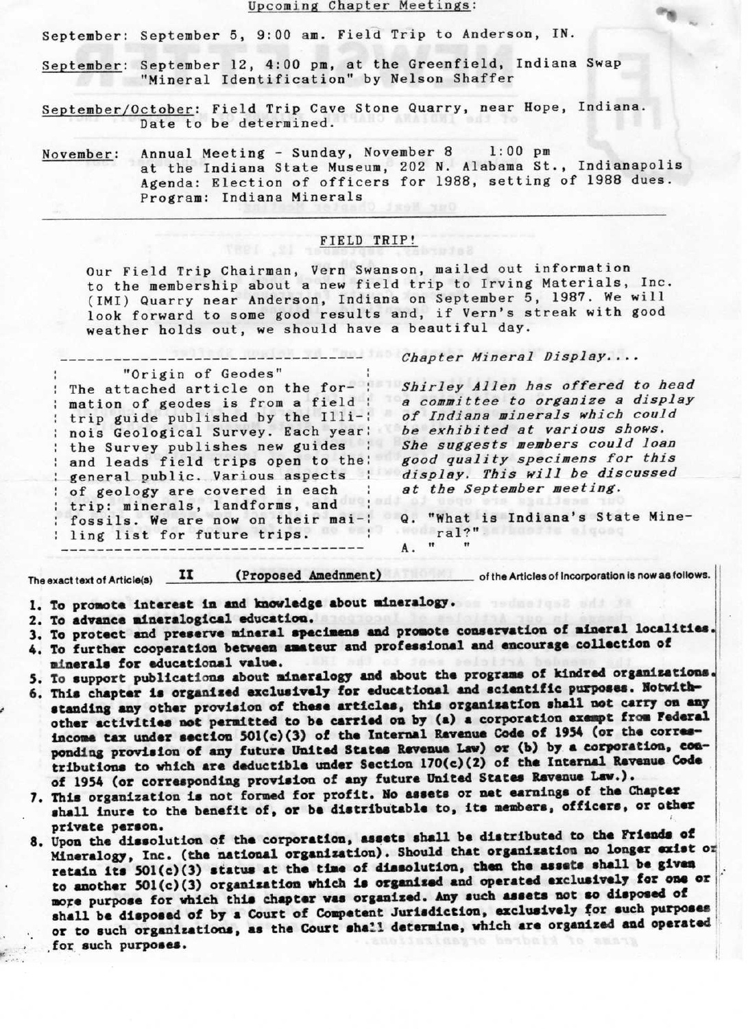Upcoming Chapter Meetings:

September: September 5, 9:00 am. Field Trip to Anderson, IN.

September: September 12, 4:00 pm, at the Greenfield, Indiana Swap "Mineral Identification" by Nelson Shaffer

September/October: Field Trip Cave Stone Quarry, near Hope, Indiana. Date to be determined.

November: Annual Meeting - Sunday, November 8 1:00 pm at the Indiana State Museum, 202 N. Alabama St., Indianapolis Agenda: Election of officers for 1988, setting of 1988 dues. Program: Indiana Minerals

---

## FIELD TRIP!

Our Field Trip Chairman, Vern Swanson, mailed out information to the membership about a new field trip to Irving Materials, Inc. (IMI) Quarry near Anderson, Indiana on September 5, 1987. We will look forward to some good results and, if Vern's streak with good weather holds out, we should have a beautiful day.

---

"Origin of Geodes"

The attached article on the formation of geodes is from a field trip guide published by the Illinois Geological Survey. Each year the Survey publishes new guides and leads field trips open to the general public. Various aspects of geology are covered in each trip: minerals, landforms, and fossils. We are now on their mailing list for future trips.

---

*Chapter Mineral Display....*

*Shirley Allen has offered to head a committee to organize a display of Indiana minerals which could be exhibited at various shows. She suggests members could loan good quality specimens for this display. This will be discussed at the September meeting.*

Q. "What is Indiana's State Mineral?"

A. " "

---

The exact text of Article(s) **II (Proposed Amendment)** of the Articles of Incorporation is now as follows.

1. **To promote interest in and knowledge about mineralogy.**
2. **To advance mineralogical education.**
3. **To protect and preserve mineral specimens and promote conservation of mineral localities.**
4. **To further cooperation between amateur and professional and encourage collection of minerals for educational value.**
5. **To support publications about mineralogy and about the programs of kindred organizations.**
6. **This chapter is organized exclusively for educational and scientific purposes. Notwithstanding any other provision of these articles, this organization shall not carry on any other activities not permitted to be carried on by (a) a corporation exempt from Federal income tax under section 501(c)(3) of the Internal Revenue Code of 1954 (or the corresponding provision of any future United States Revenue Law) or (b) by a corporation, contributions to which are deductible under Section 170(c)(2) of the Internal Revenue Code of 1954 (or corresponding provision of any future United States Revenue Law.).**
7. **This organization is not formed for profit. No assets or net earnings of the Chapter shall inure to the benefit of, or be distributable to, its members, officers, or other private person.**
8. **Upon the dissolution of the corporation, assets shall be distributed to the Friends of Mineralogy, Inc. (the national organization). Should that organization no longer exist or retain its 501(c)(3) status at the time of dissolution, then the assets shall be given to another 501(c)(3) organization which is organized and operated exclusively for one or more purpose for which this chapter was organized. Any such assets not so disposed of shall be disposed of by a Court of Competent Jurisdiction, exclusively for such purposes or to such organizations, as the Court shall determine, which are organized and operated for such purposes.**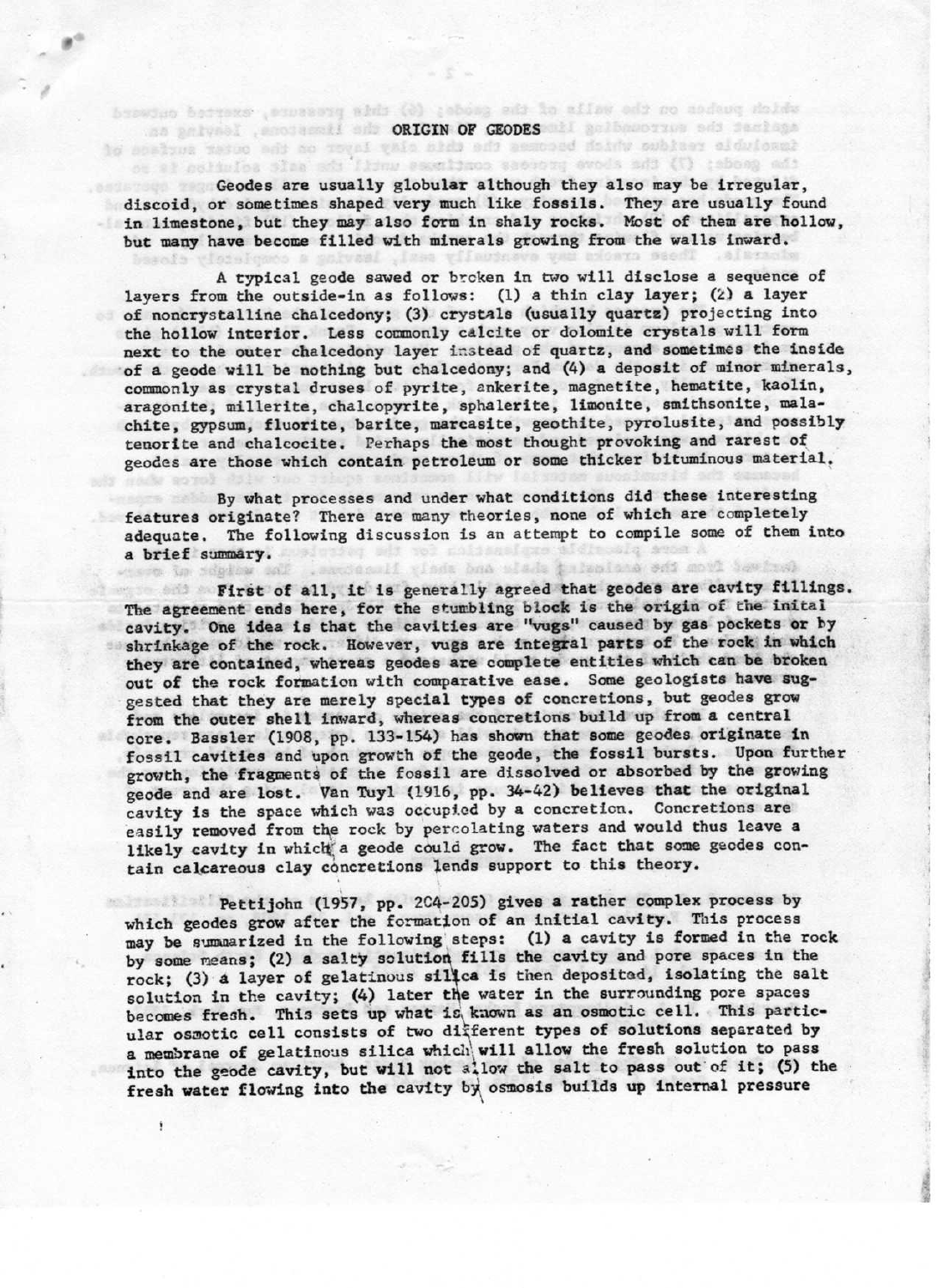## ORIGIN OF GEODES

Geodes are usually globular although they also may be irregular, discoid, or sometimes shaped very much like fossils. They are usually found in limestone, but they may also form in shaly rocks. Most of them are hollow, but many have become filled with minerals growing from the walls inward.

A typical geode sawed or broken in two will disclose a sequence of layers from the outside-in as follows: (1) a thin clay layer; (2) a layer of noncrystalline chalcedony; (3) crystals (usually quartz) projecting into the hollow interior. Less commonly calcite or dolomite crystals will form next to the outer chalcedony layer instead of quartz, and sometimes the inside of a geode will be nothing but chalcedony; and (4) a deposit of minor minerals, commonly as crystal druses of pyrite, ankerite, magnetite, hematite, kaolin, aragonite, millerite, chalcopyrite, sphalerite, limonite, smithsonite, malachite, gypsum, fluorite, barite, marcasite, geothite, pyrolusite, and possibly tenorite and chalcocite. Perhaps the most thought provoking and rarest of geodes are those which contain petroleum or some thicker bituminous material.

By what processes and under what conditions did these interesting features originate? There are many theories, none of which are completely adequate. The following discussion is an attempt to compile some of them into a brief summary.

First of all, it is generally agreed that geodes are cavity fillings. The agreement ends here, for the stumbling block is the origin of the inital cavity. One idea is that the cavities are "vugs" caused by gas pockets or by shrinkage of the rock. However, vugs are integral parts of the rock in which they are contained, whereas geodes are complete entities which can be broken out of the rock formation with comparative ease. Some geologists have suggested that they are merely special types of concretions, but geodes grow from the outer shell inward, whereas concretions build up from a central core. Bassler (1908, pp. 133-154) has shown that some geodes originate in fossil cavities and upon growth of the geode, the fossil bursts. Upon further growth, the fragments of the fossil are dissolved or absorbed by the growing geode and are lost. Van Tuyl (1916, pp. 34-42) believes that the original cavity is the space which was occupied by a concretion. Concretions are easily removed from the rock by percolating waters and would thus leave a likely cavity in which a geode could grow. The fact that some geodes contain calcareous clay concretions lends support to this theory.

Pettijohn (1957, pp. 204-205) gives a rather complex process by which geodes grow after the formation of an initial cavity. This process may be summarized in the following steps: (1) a cavity is formed in the rock by some means; (2) a salty solution fills the cavity and pore spaces in the rock; (3) a layer of gelatinous silica is then deposited, isolating the salt solution in the cavity; (4) later the water in the surrounding pore spaces becomes fresh. This sets up what is known as an osmotic cell. This particular osmotic cell consists of two different types of solutions separated by a membrane of gelatinous silica which will allow the fresh solution to pass into the geode cavity, but will not allow the salt to pass out of it; (5) the fresh water flowing into the cavity by osmosis builds up internal pressure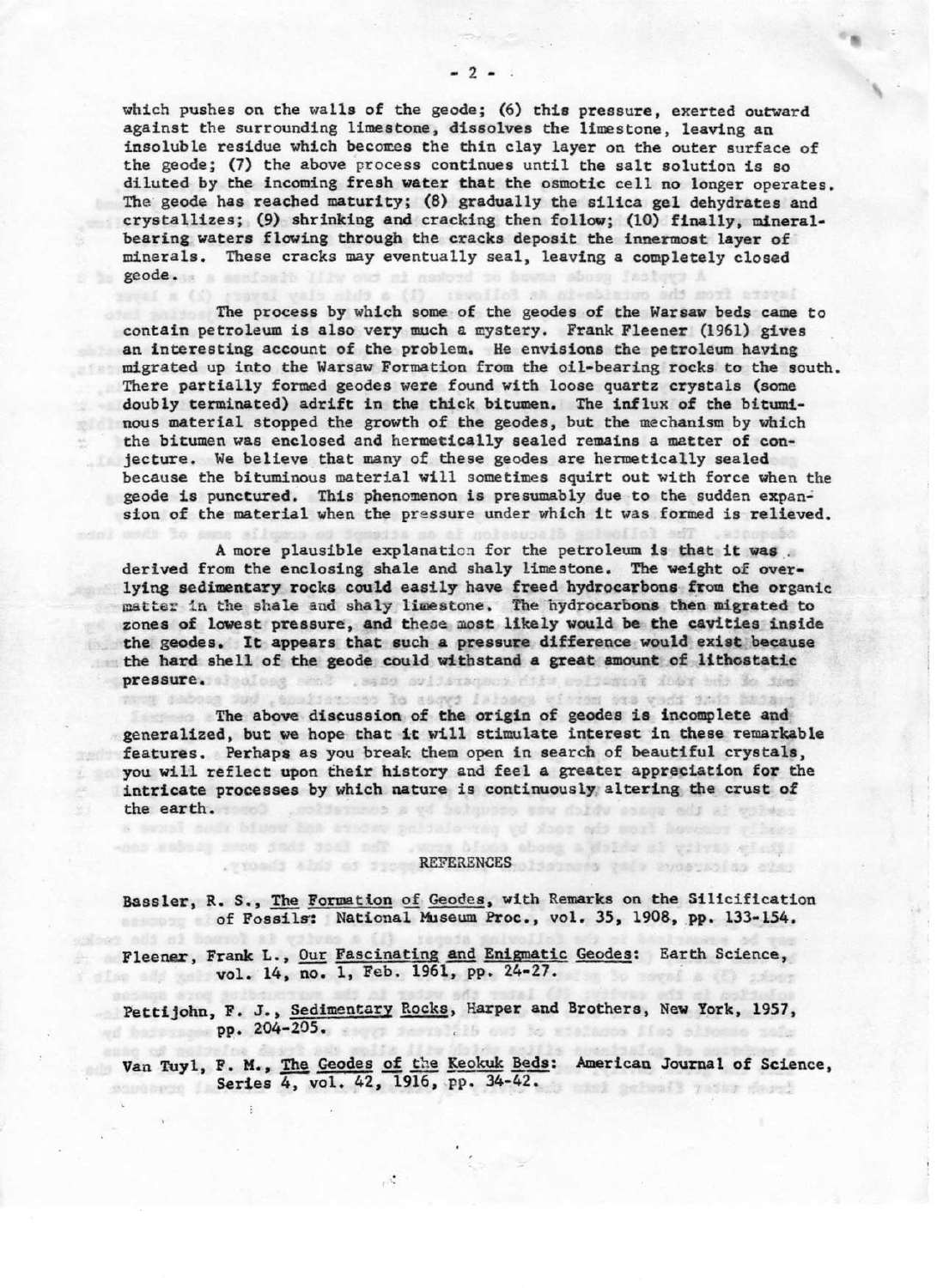which pushes on the walls of the geode; (6) this pressure, exerted outward against the surrounding limestone, dissolves the limestone, leaving an insoluble residue which becomes the thin clay layer on the outer surface of the geode; (7) the above process continues until the salt solution is so diluted by the incoming fresh water that the osmotic cell no longer operates. The geode has reached maturity; (8) gradually the silica gel dehydrates and crystallizes; (9) shrinking and cracking then follow; (10) finally, mineral-bearing waters flowing through the cracks deposit the innermost layer of minerals. These cracks may eventually seal, leaving a completely closed geode.

The process by which some of the geodes of the Warsaw beds came to contain petroleum is also very much a mystery. Frank Fleener (1961) gives an interesting account of the problem. He envisions the petroleum having migrated up into the Warsaw Formation from the oil-bearing rocks to the south. There partially formed geodes were found with loose quartz crystals (some doubly terminated) adrift in the thick bitumen. The influx of the bituminous material stopped the growth of the geodes, but the mechanism by which the bitumen was enclosed and hermetically sealed remains a matter of conjecture. We believe that many of these geodes are hermetically sealed because the bituminous material will sometimes squirt out with force when the geode is punctured. This phenomenon is presumably due to the sudden expansion of the material when the pressure under which it was formed is relieved.

A more plausible explanation for the petroleum is that it was derived from the enclosing shale and shaly limestone. The weight of overlying sedimentary rocks could easily have freed hydrocarbons from the organic matter in the shale and shaly limestone. The hydrocarbons then migrated to zones of lowest pressure, and these most likely would be the cavities inside the geodes. It appears that such a pressure difference would exist because the hard shell of the geode could withstand a great amount of lithostatic pressure.

The above discussion of the origin of geodes is incomplete and generalized, but we hope that it will stimulate interest in these remarkable features. Perhaps as you break them open in search of beautiful crystals, you will reflect upon their history and feel a greater appreciation for the intricate processes by which nature is continuously altering the crust of the earth.

## REFERENCES

Bassler, R. S., The Formation of Geodes, with Remarks on the Silicification of Fossils: National Museum Proc., vol. 35, 1908, pp. 133-154.

Fleener, Frank L., Our Fascinating and Enigmatic Geodes: Earth Science, vol. 14, no. 1, Feb. 1961, pp. 24-27.

Pettijohn, F. J., Sedimentary Rocks, Harper and Brothers, New York, 1957, pp. 204-205.

Van Tuyl, F. M., The Geodes of the Keokuk Beds: American Journal of Science, Series 4, vol. 42, 1916, pp. 34-42.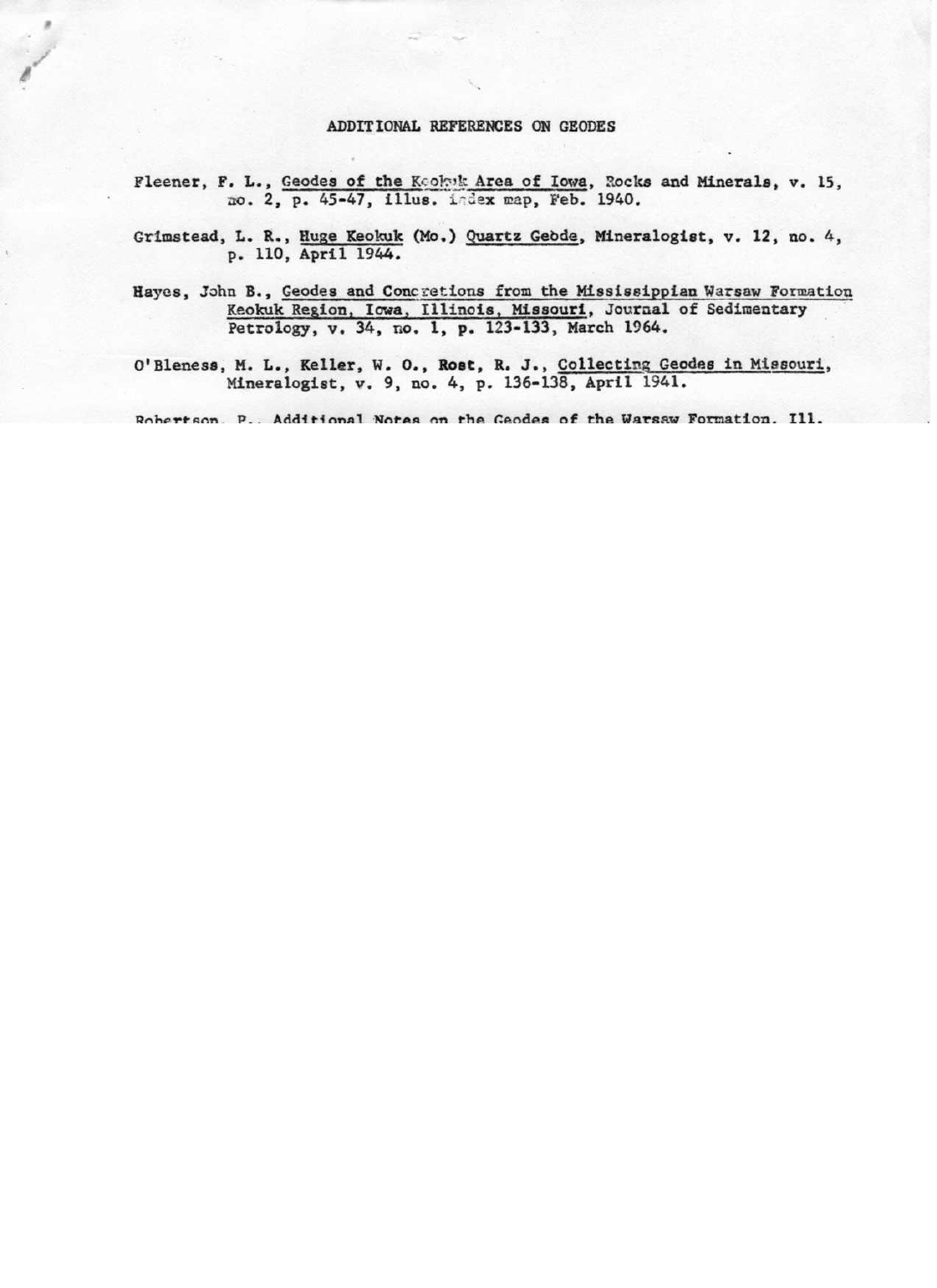# ADDITIONAL REFERENCES ON GEODES

Fleener, F. L., Geodes of the Keokuk Area of Iowa, Rocks and Minerals, v. 15, no. 2, p. 45-47, illus. index map, Feb. 1940.

Grimstead, L. R., Huge Keokuk (Mo.) Quartz Geode, Mineralogist, v. 12, no. 4, p. 110, April 1944.

Hayes, John B., Geodes and Concretions from the Mississippian Warsaw Formation Keokuk Region, Iowa, Illinois, Missouri, Journal of Sedimentary Petrology, v. 34, no. 1, p. 123-133, March 1964.

O'Bleness, M. L., Keller, W. O., Rost, R. J., Collecting Geodes in Missouri, Mineralogist, v. 9, no. 4, p. 136-138, April 1941.

Robertson, P., Additional Notes on the Geodes of the Warsaw Formation, Ill.